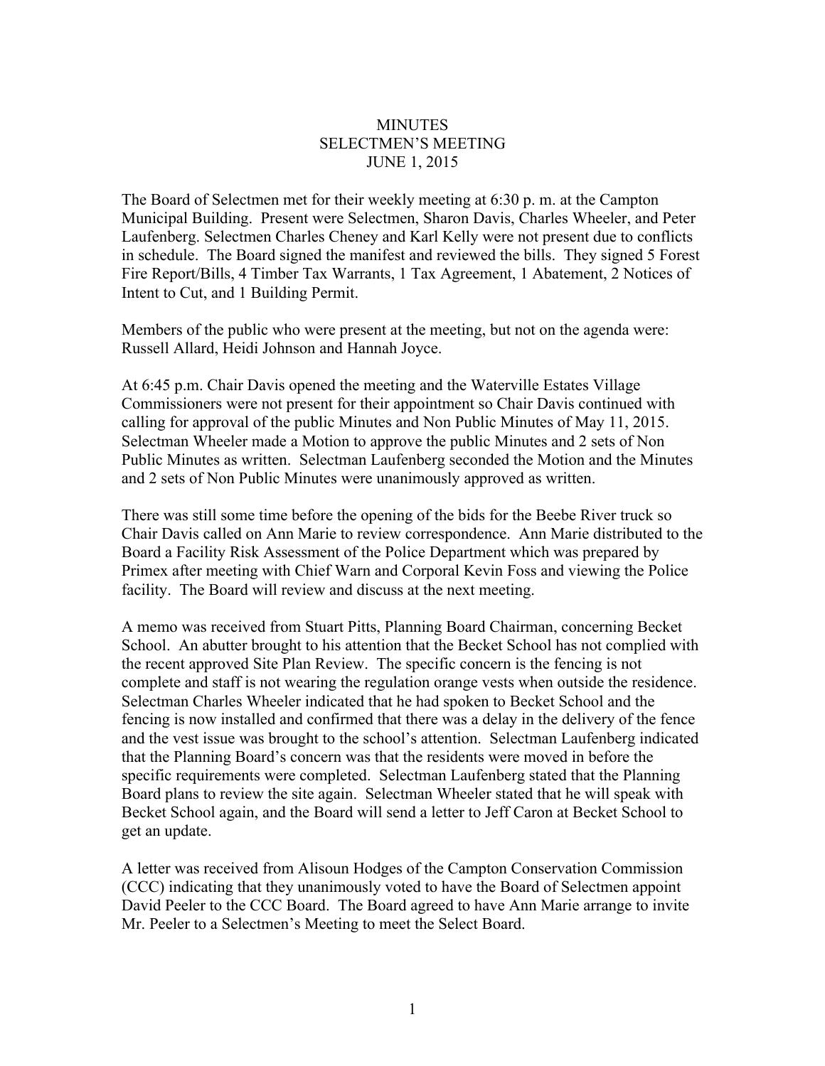# MINUTES
## SELECTMEN'S MEETING
## JUNE 1, 2015

The Board of Selectmen met for their weekly meeting at 6:30 p. m. at the Campton Municipal Building. Present were Selectmen, Sharon Davis, Charles Wheeler, and Peter Laufenberg. Selectmen Charles Cheney and Karl Kelly were not present due to conflicts in schedule. The Board signed the manifest and reviewed the bills. They signed 5 Forest Fire Report/Bills, 4 Timber Tax Warrants, 1 Tax Agreement, 1 Abatement, 2 Notices of Intent to Cut, and 1 Building Permit.

Members of the public who were present at the meeting, but not on the agenda were: Russell Allard, Heidi Johnson and Hannah Joyce.

At 6:45 p.m. Chair Davis opened the meeting and the Waterville Estates Village Commissioners were not present for their appointment so Chair Davis continued with calling for approval of the public Minutes and Non Public Minutes of May 11, 2015. Selectman Wheeler made a Motion to approve the public Minutes and 2 sets of Non Public Minutes as written. Selectman Laufenberg seconded the Motion and the Minutes and 2 sets of Non Public Minutes were unanimously approved as written.

There was still some time before the opening of the bids for the Beebe River truck so Chair Davis called on Ann Marie to review correspondence. Ann Marie distributed to the Board a Facility Risk Assessment of the Police Department which was prepared by Primex after meeting with Chief Warn and Corporal Kevin Foss and viewing the Police facility. The Board will review and discuss at the next meeting.

A memo was received from Stuart Pitts, Planning Board Chairman, concerning Becket School. An abutter brought to his attention that the Becket School has not complied with the recent approved Site Plan Review. The specific concern is the fencing is not complete and staff is not wearing the regulation orange vests when outside the residence. Selectman Charles Wheeler indicated that he had spoken to Becket School and the fencing is now installed and confirmed that there was a delay in the delivery of the fence and the vest issue was brought to the school's attention. Selectman Laufenberg indicated that the Planning Board's concern was that the residents were moved in before the specific requirements were completed. Selectman Laufenberg stated that the Planning Board plans to review the site again. Selectman Wheeler stated that he will speak with Becket School again, and the Board will send a letter to Jeff Caron at Becket School to get an update.

A letter was received from Alisoun Hodges of the Campton Conservation Commission (CCC) indicating that they unanimously voted to have the Board of Selectmen appoint David Peeler to the CCC Board. The Board agreed to have Ann Marie arrange to invite Mr. Peeler to a Selectmen's Meeting to meet the Select Board.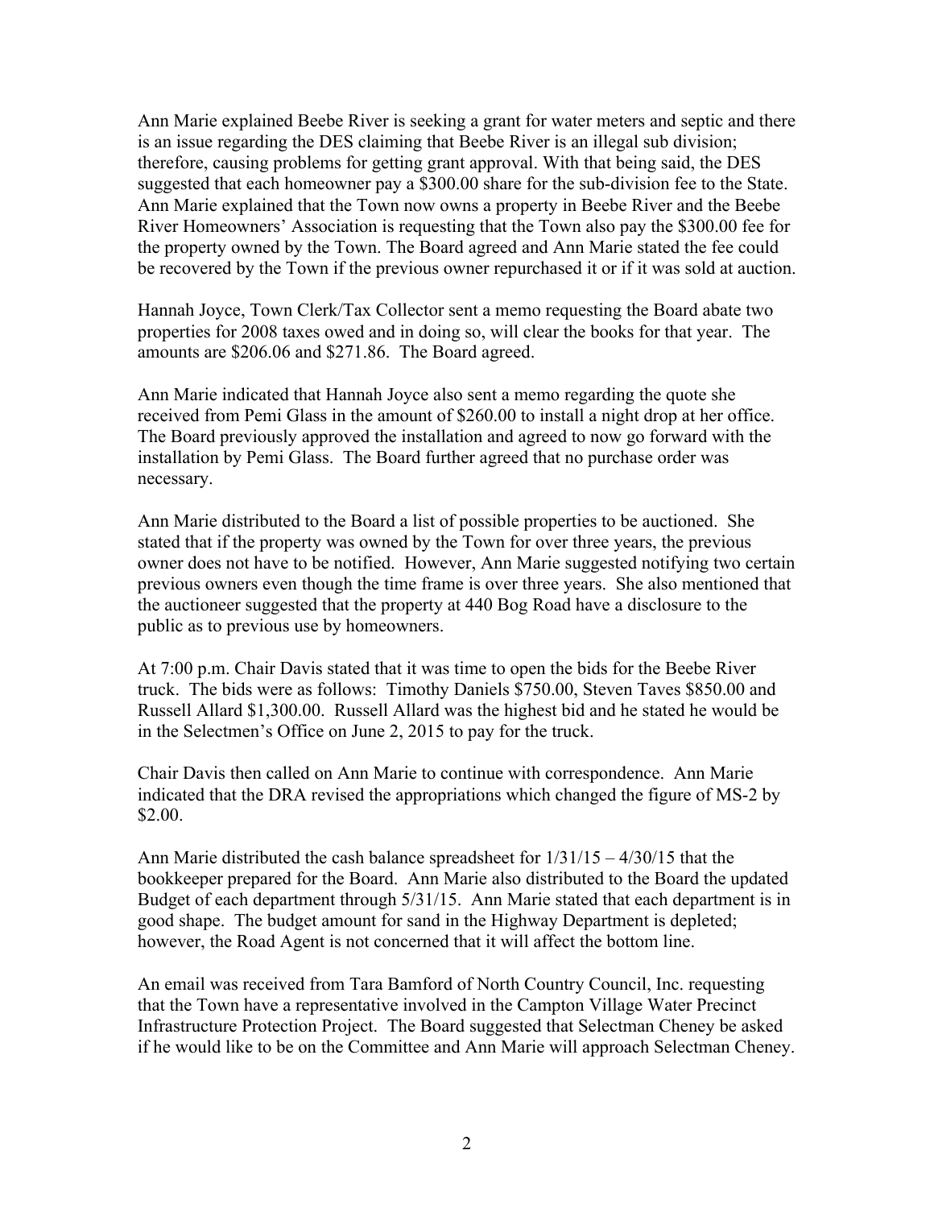Ann Marie explained Beebe River is seeking a grant for water meters and septic and there is an issue regarding the DES claiming that Beebe River is an illegal sub division; therefore, causing problems for getting grant approval. With that being said, the DES suggested that each homeowner pay a $300.00 share for the sub-division fee to the State. Ann Marie explained that the Town now owns a property in Beebe River and the Beebe River Homeowners' Association is requesting that the Town also pay the $300.00 fee for the property owned by the Town. The Board agreed and Ann Marie stated the fee could be recovered by the Town if the previous owner repurchased it or if it was sold at auction.

Hannah Joyce, Town Clerk/Tax Collector sent a memo requesting the Board abate two properties for 2008 taxes owed and in doing so, will clear the books for that year. The amounts are $206.06 and $271.86. The Board agreed.

Ann Marie indicated that Hannah Joyce also sent a memo regarding the quote she received from Pemi Glass in the amount of $260.00 to install a night drop at her office. The Board previously approved the installation and agreed to now go forward with the installation by Pemi Glass. The Board further agreed that no purchase order was necessary.

Ann Marie distributed to the Board a list of possible properties to be auctioned. She stated that if the property was owned by the Town for over three years, the previous owner does not have to be notified. However, Ann Marie suggested notifying two certain previous owners even though the time frame is over three years. She also mentioned that the auctioneer suggested that the property at 440 Bog Road have a disclosure to the public as to previous use by homeowners.

At 7:00 p.m. Chair Davis stated that it was time to open the bids for the Beebe River truck. The bids were as follows: Timothy Daniels $750.00, Steven Taves $850.00 and Russell Allard $1,300.00. Russell Allard was the highest bid and he stated he would be in the Selectmen's Office on June 2, 2015 to pay for the truck.

Chair Davis then called on Ann Marie to continue with correspondence. Ann Marie indicated that the DRA revised the appropriations which changed the figure of MS-2 by $2.00.

Ann Marie distributed the cash balance spreadsheet for 1/31/15 – 4/30/15 that the bookkeeper prepared for the Board. Ann Marie also distributed to the Board the updated Budget of each department through 5/31/15. Ann Marie stated that each department is in good shape. The budget amount for sand in the Highway Department is depleted; however, the Road Agent is not concerned that it will affect the bottom line.

An email was received from Tara Bamford of North Country Council, Inc. requesting that the Town have a representative involved in the Campton Village Water Precinct Infrastructure Protection Project. The Board suggested that Selectman Cheney be asked if he would like to be on the Committee and Ann Marie will approach Selectman Cheney.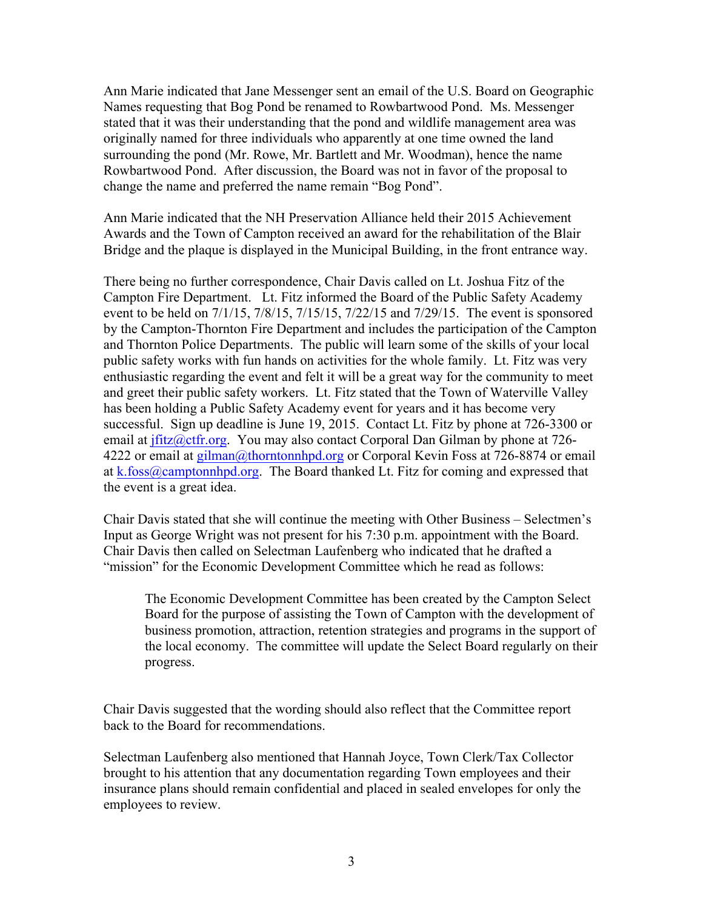Ann Marie indicated that Jane Messenger sent an email of the U.S. Board on Geographic Names requesting that Bog Pond be renamed to Rowbartwood Pond. Ms. Messenger stated that it was their understanding that the pond and wildlife management area was originally named for three individuals who apparently at one time owned the land surrounding the pond (Mr. Rowe, Mr. Bartlett and Mr. Woodman), hence the name Rowbartwood Pond. After discussion, the Board was not in favor of the proposal to change the name and preferred the name remain "Bog Pond".

Ann Marie indicated that the NH Preservation Alliance held their 2015 Achievement Awards and the Town of Campton received an award for the rehabilitation of the Blair Bridge and the plaque is displayed in the Municipal Building, in the front entrance way.

There being no further correspondence, Chair Davis called on Lt. Joshua Fitz of the Campton Fire Department. Lt. Fitz informed the Board of the Public Safety Academy event to be held on 7/1/15, 7/8/15, 7/15/15, 7/22/15 and 7/29/15. The event is sponsored by the Campton-Thornton Fire Department and includes the participation of the Campton and Thornton Police Departments. The public will learn some of the skills of your local public safety works with fun hands on activities for the whole family. Lt. Fitz was very enthusiastic regarding the event and felt it will be a great way for the community to meet and greet their public safety workers. Lt. Fitz stated that the Town of Waterville Valley has been holding a Public Safety Academy event for years and it has become very successful. Sign up deadline is June 19, 2015. Contact Lt. Fitz by phone at 726-3300 or email at jfitz@ctfr.org. You may also contact Corporal Dan Gilman by phone at 726-4222 or email at gilman@thorntonnhpd.org or Corporal Kevin Foss at 726-8874 or email at k.foss@camptonnhpd.org. The Board thanked Lt. Fitz for coming and expressed that the event is a great idea.

Chair Davis stated that she will continue the meeting with Other Business – Selectmen's Input as George Wright was not present for his 7:30 p.m. appointment with the Board. Chair Davis then called on Selectman Laufenberg who indicated that he drafted a "mission" for the Economic Development Committee which he read as follows:

> The Economic Development Committee has been created by the Campton Select Board for the purpose of assisting the Town of Campton with the development of business promotion, attraction, retention strategies and programs in the support of the local economy. The committee will update the Select Board regularly on their progress.

Chair Davis suggested that the wording should also reflect that the Committee report back to the Board for recommendations.

Selectman Laufenberg also mentioned that Hannah Joyce, Town Clerk/Tax Collector brought to his attention that any documentation regarding Town employees and their insurance plans should remain confidential and placed in sealed envelopes for only the employees to review.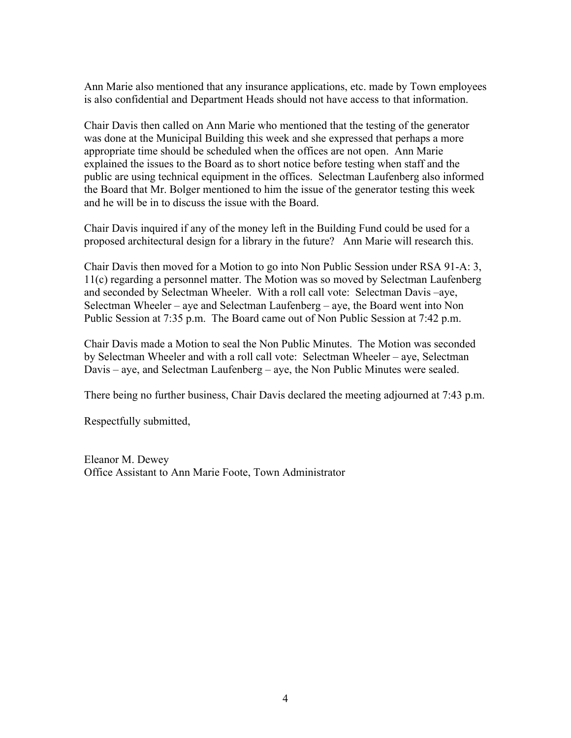Ann Marie also mentioned that any insurance applications, etc. made by Town employees is also confidential and Department Heads should not have access to that information.

Chair Davis then called on Ann Marie who mentioned that the testing of the generator was done at the Municipal Building this week and she expressed that perhaps a more appropriate time should be scheduled when the offices are not open. Ann Marie explained the issues to the Board as to short notice before testing when staff and the public are using technical equipment in the offices. Selectman Laufenberg also informed the Board that Mr. Bolger mentioned to him the issue of the generator testing this week and he will be in to discuss the issue with the Board.

Chair Davis inquired if any of the money left in the Building Fund could be used for a proposed architectural design for a library in the future? Ann Marie will research this.

Chair Davis then moved for a Motion to go into Non Public Session under RSA 91-A: 3, 11(c) regarding a personnel matter. The Motion was so moved by Selectman Laufenberg and seconded by Selectman Wheeler. With a roll call vote: Selectman Davis –aye, Selectman Wheeler – aye and Selectman Laufenberg – aye, the Board went into Non Public Session at 7:35 p.m. The Board came out of Non Public Session at 7:42 p.m.

Chair Davis made a Motion to seal the Non Public Minutes. The Motion was seconded by Selectman Wheeler and with a roll call vote: Selectman Wheeler – aye, Selectman Davis – aye, and Selectman Laufenberg – aye, the Non Public Minutes were sealed.

There being no further business, Chair Davis declared the meeting adjourned at 7:43 p.m.

Respectfully submitted,

Eleanor M. Dewey
Office Assistant to Ann Marie Foote, Town Administrator